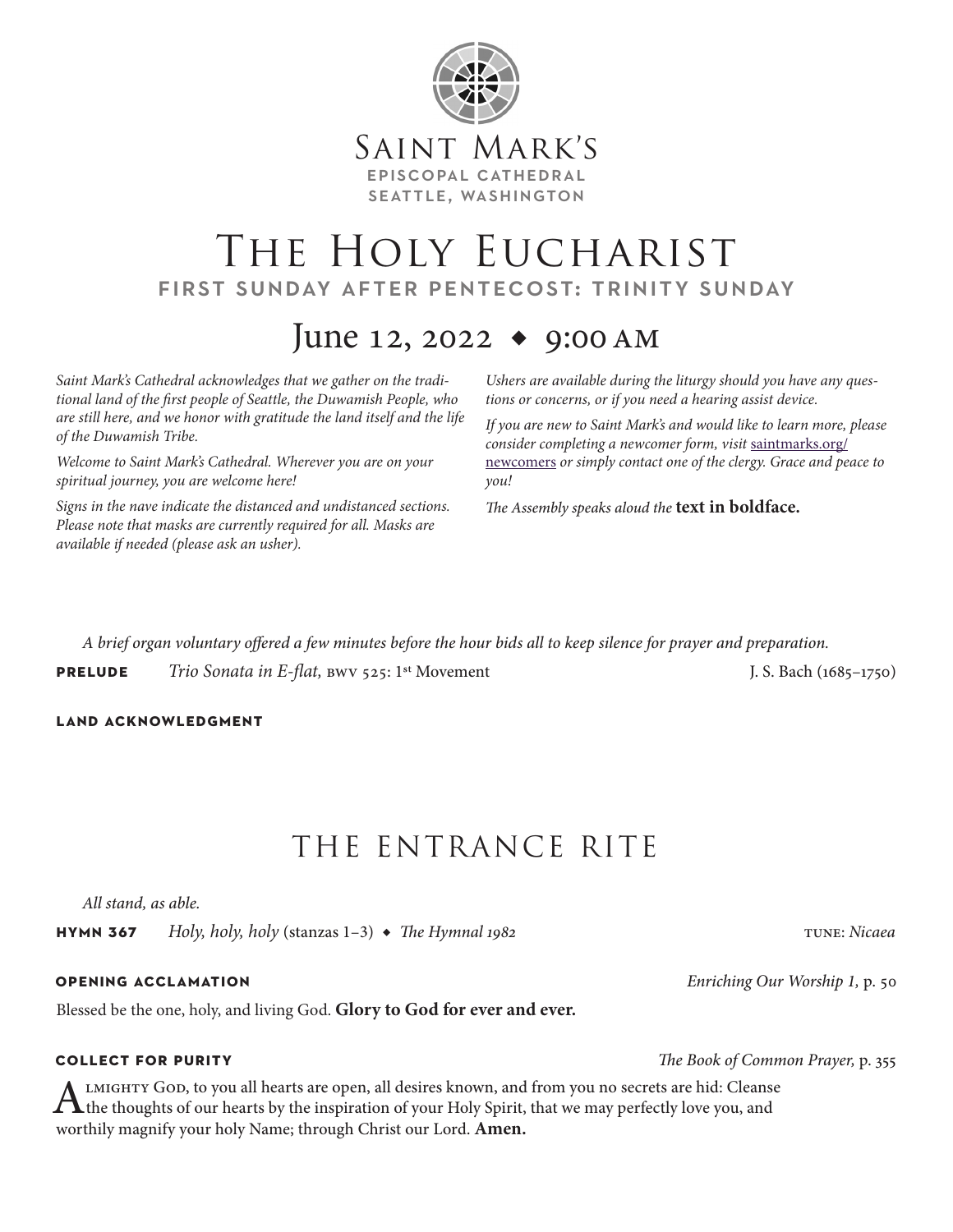Saint Mark's
EPISCOPAL CATHEDRAL
SEATTLE, WASHINGTON

# The Holy Eucharist

## FIRST SUNDAY AFTER PENTECOST: TRINITY SUNDAY

## June 12, 2022 ◆ 9:00 AM

*Saint Mark's Cathedral acknowledges that we gather on the traditional land of the first people of Seattle, the Duwamish People, who are still here, and we honor with gratitude the land itself and the life of the Duwamish Tribe.*

*Welcome to Saint Mark's Cathedral. Wherever you are on your spiritual journey, you are welcome here!*

*Signs in the nave indicate the distanced and undistanced sections. Please note that masks are currently required for all. Masks are available if needed (please ask an usher).*

*Ushers are available during the liturgy should you have any questions or concerns, or if you need a hearing assist device.*

*If you are new to Saint Mark's and would like to learn more, please consider completing a newcomer form, visit* saintmarks.org/newcomers *or simply contact one of the clergy. Grace and peace to you!*

*The Assembly speaks aloud the* **text in boldface.**

*A brief organ voluntary offered a few minutes before the hour bids all to keep silence for prayer and preparation.*

**PRELUDE** *Trio Sonata in E-flat,* BWV 525: 1st Movement — J. S. Bach (1685–1750)

**LAND ACKNOWLEDGMENT**

## THE ENTRANCE RITE

*All stand, as able.*

**HYMN 367** *Holy, holy, holy* (stanzas 1–3) ◆ *The Hymnal 1982* — TUNE: *Nicaea*

**OPENING ACCLAMATION** — *Enriching Our Worship 1,* p. 50

Blessed be the one, holy, and living God. **Glory to God for ever and ever.**

**COLLECT FOR PURITY** — *The Book of Common Prayer,* p. 355

Almighty God, to you all hearts are open, all desires known, and from you no secrets are hid: Cleanse the thoughts of our hearts by the inspiration of your Holy Spirit, that we may perfectly love you, and worthily magnify your holy Name; through Christ our Lord. **Amen.**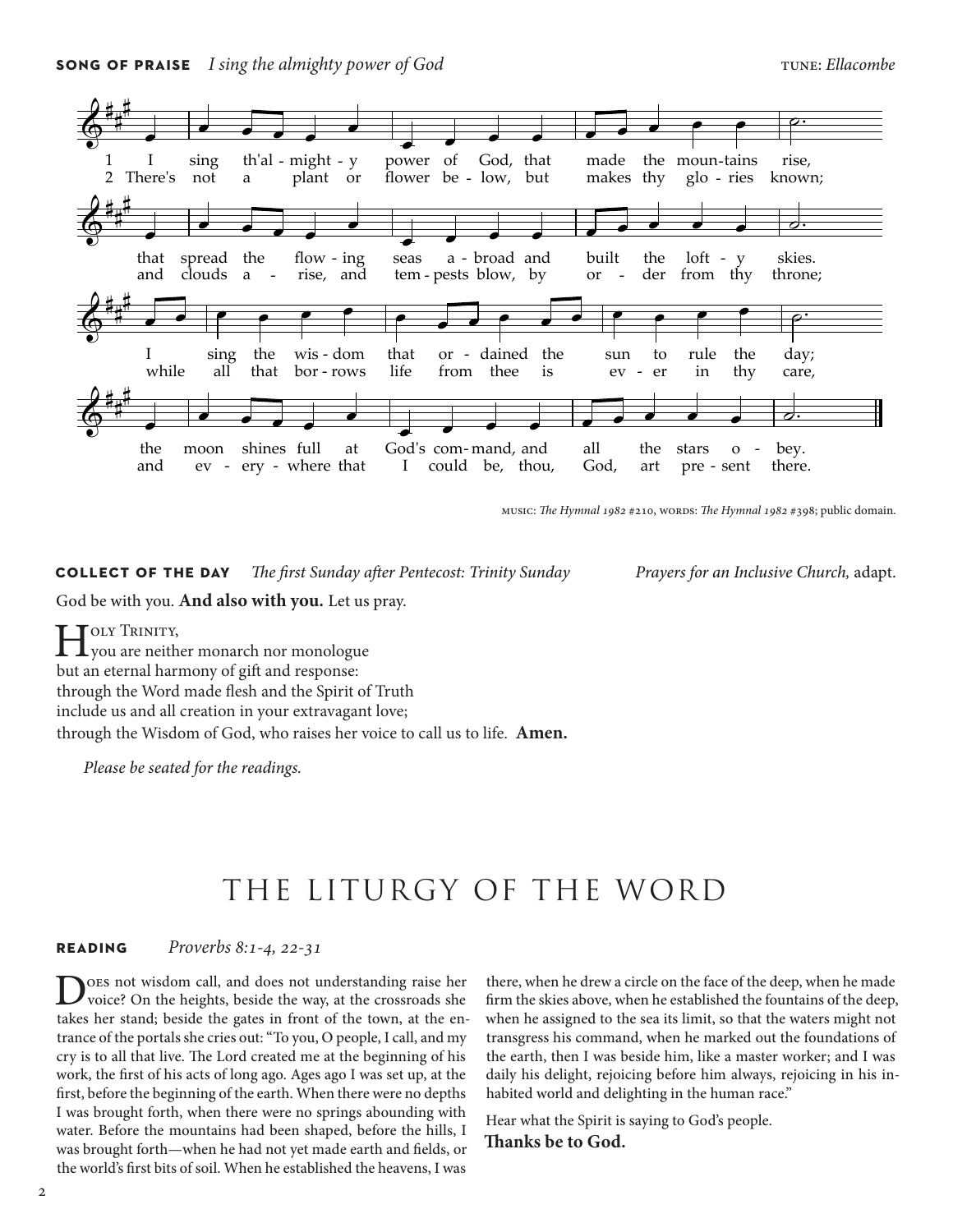**SONG OF PRAISE** *I sing the almighty power of God* TUNE: *Ellacombe*

1 I sing th'al - might - y power of God, that made the moun-tains rise,
that spread the flow - ing seas a - broad and built the loft - y skies.
I sing the wis - dom that or - dained the sun to rule the day;
the moon shines full at God's com- mand, and all the stars o - bey.

2 There's not a plant or flower be - low, but makes thy glo - ries known;
and clouds a - rise, and tem - pests blow, by or - der from thy throne;
while all that bor - rows life from thee is ev - er in thy care,
and ev - ery - where that I could be, thou, God, art pre - sent there.

MUSIC: *The Hymnal 1982* #210, WORDS: *The Hymnal 1982* #398; public domain.

**COLLECT OF THE DAY** *The first Sunday after Pentecost: Trinity Sunday* *Prayers for an Inclusive Church,* adapt.

God be with you. **And also with you.** Let us pray.

Holy Trinity,
you are neither monarch nor monologue
but an eternal harmony of gift and response:
through the Word made flesh and the Spirit of Truth
include us and all creation in your extravagant love;
through the Wisdom of God, who raises her voice to call us to life. **Amen.**

*Please be seated for the readings.*

# THE LITURGY OF THE WORD

**READING** *Proverbs 8:1-4, 22-31*

Does not wisdom call, and does not understanding raise her voice? On the heights, beside the way, at the crossroads she takes her stand; beside the gates in front of the town, at the entrance of the portals she cries out: "To you, O people, I call, and my cry is to all that live. The Lord created me at the beginning of his work, the first of his acts of long ago. Ages ago I was set up, at the first, before the beginning of the earth. When there were no depths I was brought forth, when there were no springs abounding with water. Before the mountains had been shaped, before the hills, I was brought forth—when he had not yet made earth and fields, or the world's first bits of soil. When he established the heavens, I was there, when he drew a circle on the face of the deep, when he made firm the skies above, when he established the fountains of the deep, when he assigned to the sea its limit, so that the waters might not transgress his command, when he marked out the foundations of the earth, then I was beside him, like a master worker; and I was daily his delight, rejoicing before him always, rejoicing in his inhabited world and delighting in the human race."

Hear what the Spirit is saying to God's people.
**Thanks be to God.**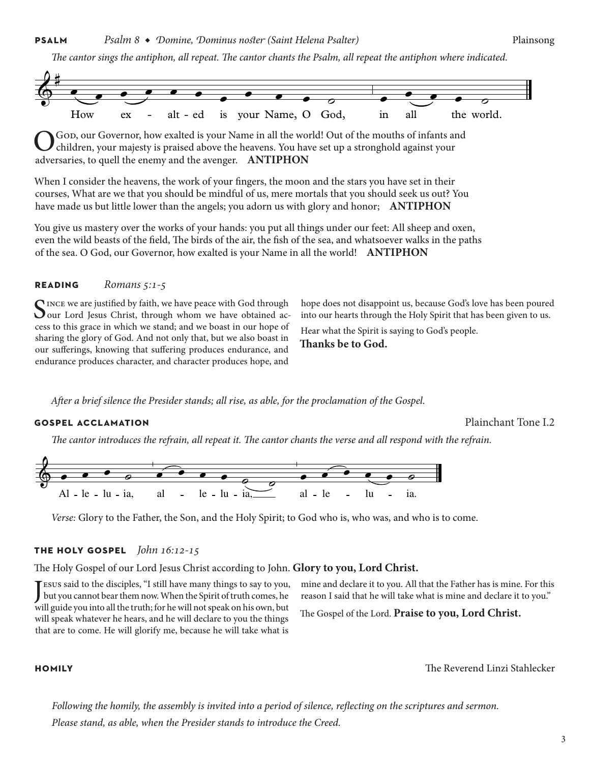**PSALM** *Psalm 8 ◆ Domine, Dominus noster (Saint Helena Psalter)* Plainsong

*The cantor sings the antiphon, all repeat. The cantor chants the Psalm, all repeat the antiphon where indicated.*

How ex - alt - ed is your Name, O God, in all the world.

O God, our Governor, how exalted is your Name in all the world! Out of the mouths of infants and children, your majesty is praised above the heavens. You have set up a stronghold against your adversaries, to quell the enemy and the avenger. **ANTIPHON**

When I consider the heavens, the work of your fingers, the moon and the stars you have set in their courses, What are we that you should be mindful of us, mere mortals that you should seek us out? You have made us but little lower than the angels; you adorn us with glory and honor; **ANTIPHON**

You give us mastery over the works of your hands: you put all things under our feet: All sheep and oxen, even the wild beasts of the field, The birds of the air, the fish of the sea, and whatsoever walks in the paths of the sea. O God, our Governor, how exalted is your Name in all the world! **ANTIPHON**

**READING** *Romans 5:1-5*

Since we are justified by faith, we have peace with God through our Lord Jesus Christ, through whom we have obtained access to this grace in which we stand; and we boast in our hope of sharing the glory of God. And not only that, but we also boast in our sufferings, knowing that suffering produces endurance, and endurance produces character, and character produces hope, and hope does not disappoint us, because God's love has been poured into our hearts through the Holy Spirit that has been given to us.

Hear what the Spirit is saying to God's people.
**Thanks be to God.**

*After a brief silence the Presider stands; all rise, as able, for the proclamation of the Gospel.*

**GOSPEL ACCLAMATION** Plainchant Tone I.2

*The cantor introduces the refrain, all repeat it. The cantor chants the verse and all respond with the refrain.*

Al - le - lu - ia, al - le - lu - ia, al - le - lu - ia.

*Verse:* Glory to the Father, the Son, and the Holy Spirit; to God who is, who was, and who is to come.

**THE HOLY GOSPEL** *John 16:12-15*

The Holy Gospel of our Lord Jesus Christ according to John. **Glory to you, Lord Christ.**

Jesus said to the disciples, "I still have many things to say to you, but you cannot bear them now. When the Spirit of truth comes, he will guide you into all the truth; for he will not speak on his own, but will speak whatever he hears, and he will declare to you the things that are to come. He will glorify me, because he will take what is mine and declare it to you. All that the Father has is mine. For this reason I said that he will take what is mine and declare it to you."

The Gospel of the Lord. **Praise to you, Lord Christ.**

**HOMILY** The Reverend Linzi Stahlecker

*Following the homily, the assembly is invited into a period of silence, reflecting on the scriptures and sermon.*
*Please stand, as able, when the Presider stands to introduce the Creed.*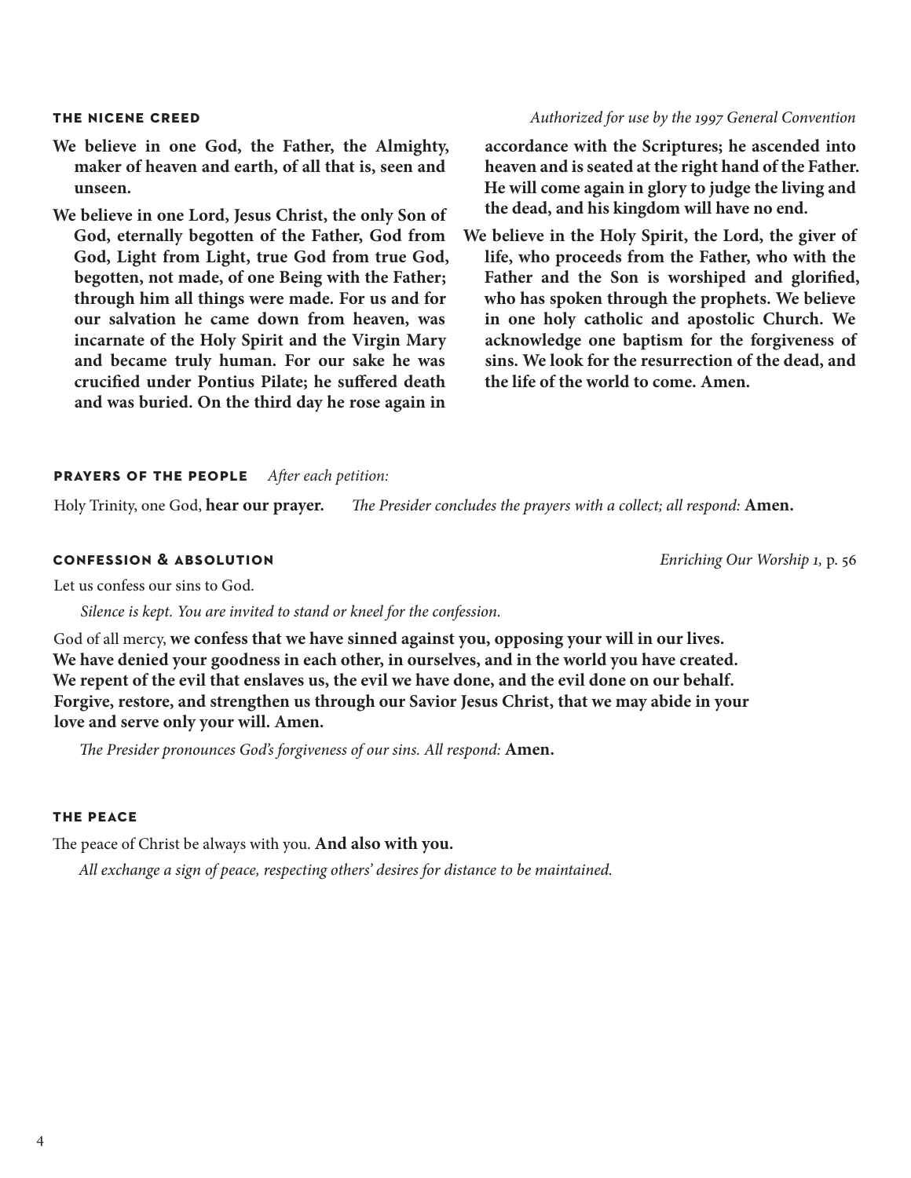## THE NICENE CREED

*Authorized for use by the 1997 General Convention*

**We believe in one God, the Father, the Almighty, maker of heaven and earth, of all that is, seen and unseen.**

**We believe in one Lord, Jesus Christ, the only Son of God, eternally begotten of the Father, God from God, Light from Light, true God from true God, begotten, not made, of one Being with the Father; through him all things were made. For us and for our salvation he came down from heaven, was incarnate of the Holy Spirit and the Virgin Mary and became truly human. For our sake he was crucified under Pontius Pilate; he suffered death and was buried. On the third day he rose again in accordance with the Scriptures; he ascended into heaven and is seated at the right hand of the Father. He will come again in glory to judge the living and the dead, and his kingdom will have no end.**

**We believe in the Holy Spirit, the Lord, the giver of life, who proceeds from the Father, who with the Father and the Son is worshiped and glorified, who has spoken through the prophets. We believe in one holy catholic and apostolic Church. We acknowledge one baptism for the forgiveness of sins. We look for the resurrection of the dead, and the life of the world to come. Amen.**

## PRAYERS OF THE PEOPLE

*After each petition:*

Holy Trinity, one God, **hear our prayer.** *The Presider concludes the prayers with a collect; all respond:* **Amen.**

## CONFESSION & ABSOLUTION

*Enriching Our Worship 1,* p. 56

Let us confess our sins to God.

*Silence is kept. You are invited to stand or kneel for the confession.*

God of all mercy, **we confess that we have sinned against you, opposing your will in our lives. We have denied your goodness in each other, in ourselves, and in the world you have created. We repent of the evil that enslaves us, the evil we have done, and the evil done on our behalf. Forgive, restore, and strengthen us through our Savior Jesus Christ, that we may abide in your love and serve only your will. Amen.**

*The Presider pronounces God's forgiveness of our sins. All respond:* **Amen.**

## THE PEACE

The peace of Christ be always with you. **And also with you.**

*All exchange a sign of peace, respecting others' desires for distance to be maintained.*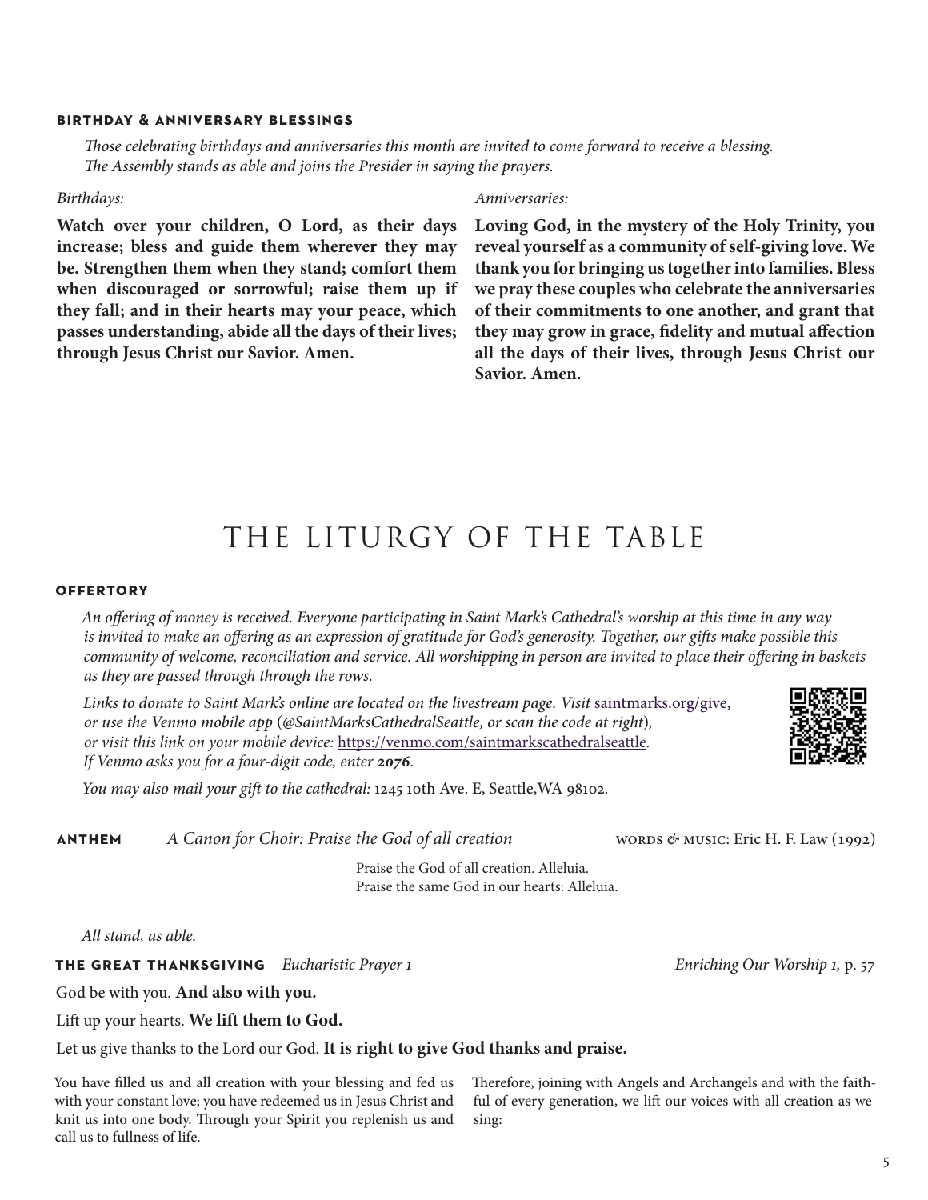### BIRTHDAY & ANNIVERSARY BLESSINGS

*Those celebrating birthdays and anniversaries this month are invited to come forward to receive a blessing. The Assembly stands as able and joins the Presider in saying the prayers.*

*Birthdays:*

**Watch over your children, O Lord, as their days increase; bless and guide them wherever they may be. Strengthen them when they stand; comfort them when discouraged or sorrowful; raise them up if they fall; and in their hearts may your peace, which passes understanding, abide all the days of their lives; through Jesus Christ our Savior. Amen.**

*Anniversaries:*

**Loving God, in the mystery of the Holy Trinity, you reveal yourself as a community of self-giving love. We thank you for bringing us together into families. Bless we pray these couples who celebrate the anniversaries of their commitments to one another, and grant that they may grow in grace, fidelity and mutual affection all the days of their lives, through Jesus Christ our Savior. Amen.**

# THE LITURGY OF THE TABLE

### OFFERTORY

*An offering of money is received. Everyone participating in Saint Mark's Cathedral's worship at this time in any way is invited to make an offering as an expression of gratitude for God's generosity. Together, our gifts make possible this community of welcome, reconciliation and service. All worshipping in person are invited to place their offering in baskets as they are passed through through the rows.*

*Links to donate to Saint Mark's online are located on the livestream page. Visit* saintmarks.org/give, *or use the Venmo mobile app* (*@SaintMarksCathedralSeattle, or scan the code at right*), *or visit this link on your mobile device:* https://venmo.com/saintmarkscathedralseattle. *If Venmo asks you for a four-digit code, enter* ***2076***.

*You may also mail your gift to the cathedral:* 1245 10th Ave. E, Seattle,WA 98102.

**ANTHEM** *A Canon for Choir: Praise the God of all creation* WORDS & MUSIC: Eric H. F. Law (1992)

Praise the God of all creation. Alleluia.
Praise the same God in our hearts: Alleluia.

*All stand, as able.*

**THE GREAT THANKSGIVING** *Eucharistic Prayer 1* *Enriching Our Worship 1*, p. 57

God be with you. **And also with you.**

Lift up your hearts. **We lift them to God.**

Let us give thanks to the Lord our God. **It is right to give God thanks and praise.**

You have filled us and all creation with your blessing and fed us with your constant love; you have redeemed us in Jesus Christ and knit us into one body. Through your Spirit you replenish us and call us to fullness of life.

Therefore, joining with Angels and Archangels and with the faithful of every generation, we lift our voices with all creation as we sing: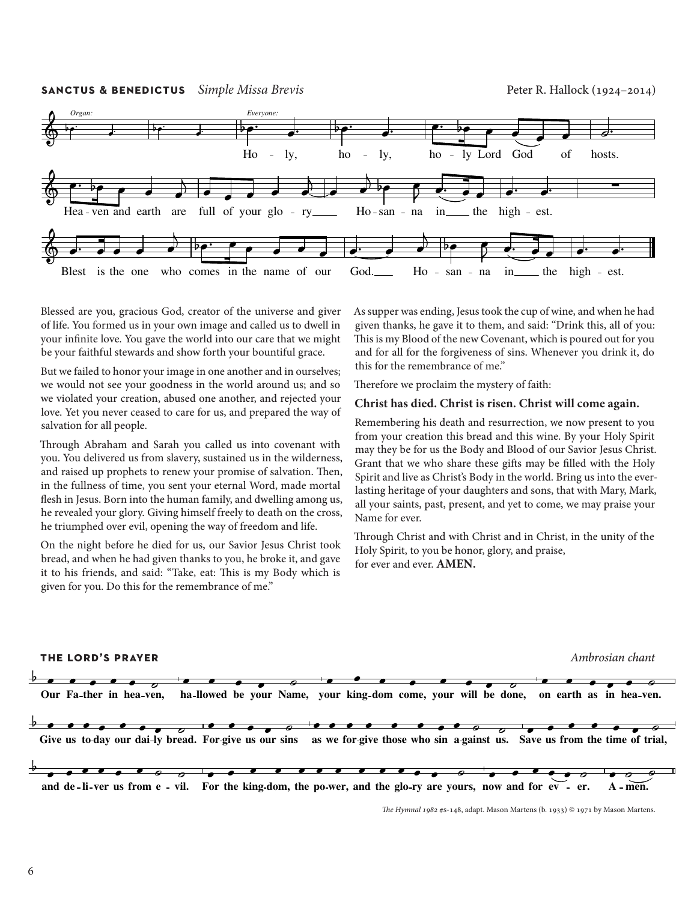## SANCTUS & BENEDICTUS *Simple Missa Brevis*

Peter R. Hallock (1924–2014)

*Organ:* *Everyone:*

Holy, holy, holy Lord God of hosts.
Heaven and earth are full of your glory. Hosanna in the highest.
Blest is the one who comes in the name of our God. Hosanna in the highest.

Blessed are you, gracious God, creator of the universe and giver of life. You formed us in your own image and called us to dwell in your infinite love. You gave the world into our care that we might be your faithful stewards and show forth your bountiful grace.

But we failed to honor your image in one another and in ourselves; we would not see your goodness in the world around us; and so we violated your creation, abused one another, and rejected your love. Yet you never ceased to care for us, and prepared the way of salvation for all people.

Through Abraham and Sarah you called us into covenant with you. You delivered us from slavery, sustained us in the wilderness, and raised up prophets to renew your promise of salvation. Then, in the fullness of time, you sent your eternal Word, made mortal flesh in Jesus. Born into the human family, and dwelling among us, he revealed your glory. Giving himself freely to death on the cross, he triumphed over evil, opening the way of freedom and life.

On the night before he died for us, our Savior Jesus Christ took bread, and when he had given thanks to you, he broke it, and gave it to his friends, and said: "Take, eat: This is my Body which is given for you. Do this for the remembrance of me."

As supper was ending, Jesus took the cup of wine, and when he had given thanks, he gave it to them, and said: "Drink this, all of you: This is my Blood of the new Covenant, which is poured out for you and for all for the forgiveness of sins. Whenever you drink it, do this for the remembrance of me."

Therefore we proclaim the mystery of faith:

**Christ has died. Christ is risen. Christ will come again.**

Remembering his death and resurrection, we now present to you from your creation this bread and this wine. By your Holy Spirit may they be for us the Body and Blood of our Savior Jesus Christ. Grant that we who share these gifts may be filled with the Holy Spirit and live as Christ's Body in the world. Bring us into the everlasting heritage of your daughters and sons, that with Mary, Mark, all your saints, past, present, and yet to come, we may praise your Name for ever.

Through Christ and with Christ and in Christ, in the unity of the Holy Spirit, to you be honor, glory, and praise,
for ever and ever. **AMEN.**

## THE LORD'S PRAYER

*Ambrosian chant*

**Our Father in heaven, hallowed be your Name, your kingdom come, your will be done, on earth as in heaven.**
**Give us today our daily bread. Forgive us our sins as we forgive those who sin against us. Save us from the time of trial,**
**and deliver us from evil. For the kingdom, the power, and the glory are yours, now and for ever. Amen.**

*The Hymnal 1982* #s-148, adapt. Mason Martens (b. 1933) © 1971 by Mason Martens.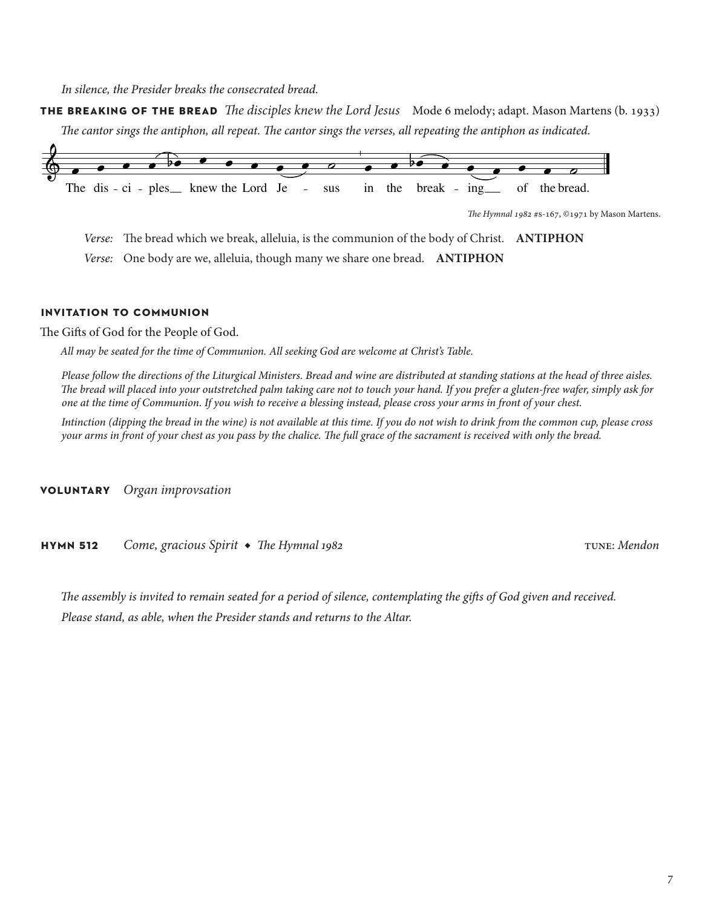*In silence, the Presider breaks the consecrated bread.*

**THE BREAKING OF THE BREAD** *The disciples knew the Lord Jesus* Mode 6 melody; adapt. Mason Martens (b. 1933)

*The cantor sings the antiphon, all repeat. The cantor sings the verses, all repeating the antiphon as indicated.*

The dis - ci - ples__ knew the Lord Je - sus in the break - ing__ of the bread.

*The Hymnal 1982* #s-167, ©1971 by Mason Martens.

*Verse:* The bread which we break, alleluia, is the communion of the body of Christ. **ANTIPHON**

*Verse:* One body are we, alleluia, though many we share one bread. **ANTIPHON**

**INVITATION TO COMMUNION**

The Gifts of God for the People of God.

*All may be seated for the time of Communion. All seeking God are welcome at Christ's Table.*

*Please follow the directions of the Liturgical Ministers. Bread and wine are distributed at standing stations at the head of three aisles. The bread will placed into your outstretched palm taking care not to touch your hand. If you prefer a gluten-free wafer, simply ask for one at the time of Communion. If you wish to receive a blessing instead, please cross your arms in front of your chest.*

*Intinction (dipping the bread in the wine) is not available at this time. If you do not wish to drink from the common cup, please cross your arms in front of your chest as you pass by the chalice. The full grace of the sacrament is received with only the bread.*

**VOLUNTARY** *Organ improvsation*

**HYMN 512** *Come, gracious Spirit* ◆ *The Hymnal 1982* TUNE: *Mendon*

*The assembly is invited to remain seated for a period of silence, contemplating the gifts of God given and received.*

*Please stand, as able, when the Presider stands and returns to the Altar.*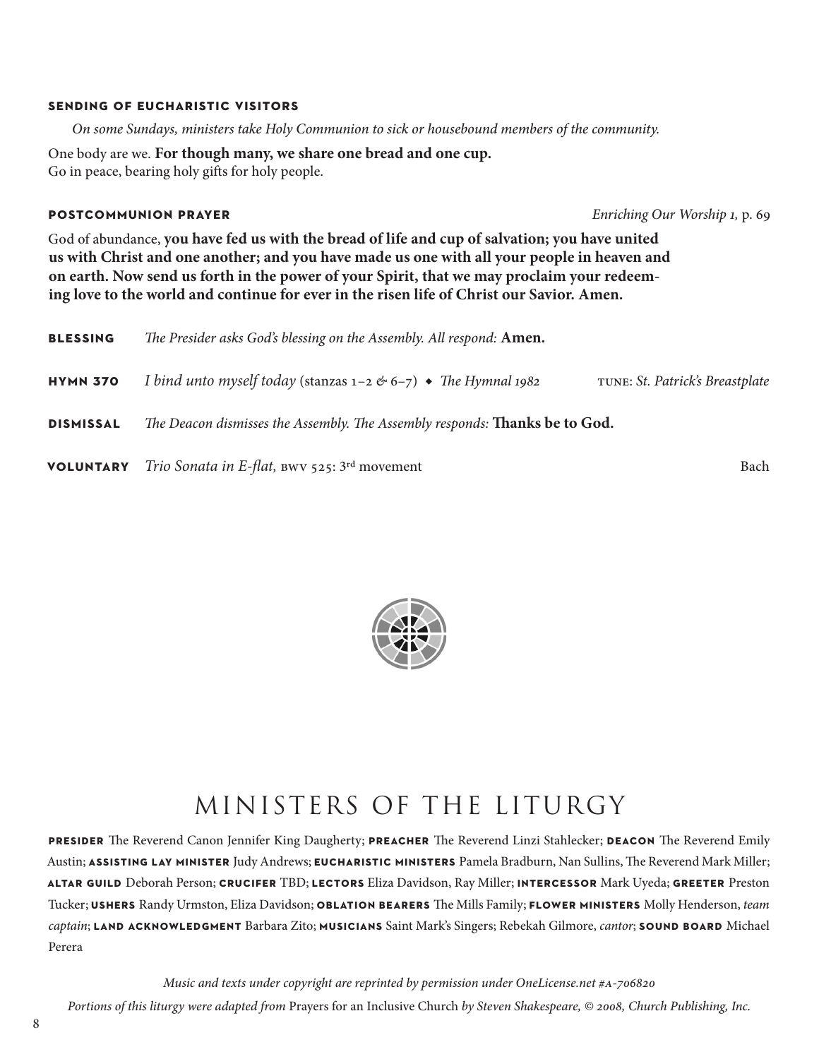### SENDING OF EUCHARISTIC VISITORS

*On some Sundays, ministers take Holy Communion to sick or housebound members of the community.*

One body are we. **For though many, we share one bread and one cup.**
Go in peace, bearing holy gifts for holy people.

### POSTCOMMUNION PRAYER

*Enriching Our Worship 1,* p. 69

God of abundance, **you have fed us with the bread of life and cup of salvation; you have united us with Christ and one another; and you have made us one with all your people in heaven and on earth. Now send us forth in the power of your Spirit, that we may proclaim your redeeming love to the world and continue for ever in the risen life of Christ our Savior. Amen.**

**BLESSING** *The Presider asks God's blessing on the Assembly. All respond:* **Amen.**

**HYMN 370** *I bind unto myself today* (stanzas 1–2 & 6–7) ◆ *The Hymnal 1982* TUNE: *St. Patrick's Breastplate*

**DISMISSAL** *The Deacon dismisses the Assembly. The Assembly responds:* **Thanks be to God.**

**VOLUNTARY** *Trio Sonata in E-flat,* BWV 525: 3rd movement Bach

## MINISTERS OF THE LITURGY

**PRESIDER** The Reverend Canon Jennifer King Daugherty; **PREACHER** The Reverend Linzi Stahlecker; **DEACON** The Reverend Emily Austin; **ASSISTING LAY MINISTER** Judy Andrews; **EUCHARISTIC MINISTERS** Pamela Bradburn, Nan Sullins, The Reverend Mark Miller; **ALTAR GUILD** Deborah Person; **CRUCIFER** TBD; **LECTORS** Eliza Davidson, Ray Miller; **INTERCESSOR** Mark Uyeda; **GREETER** Preston Tucker; **USHERS** Randy Urmston, Eliza Davidson; **OBLATION BEARERS** The Mills Family; **FLOWER MINISTERS** Molly Henderson, *team captain*; **LAND ACKNOWLEDGMENT** Barbara Zito; **MUSICIANS** Saint Mark's Singers; Rebekah Gilmore, *cantor*; **SOUND BOARD** Michael Perera

*Music and texts under copyright are reprinted by permission under OneLicense.net #A-706820*

*Portions of this liturgy were adapted from* Prayers for an Inclusive Church *by Steven Shakespeare, © 2008, Church Publishing, Inc.*